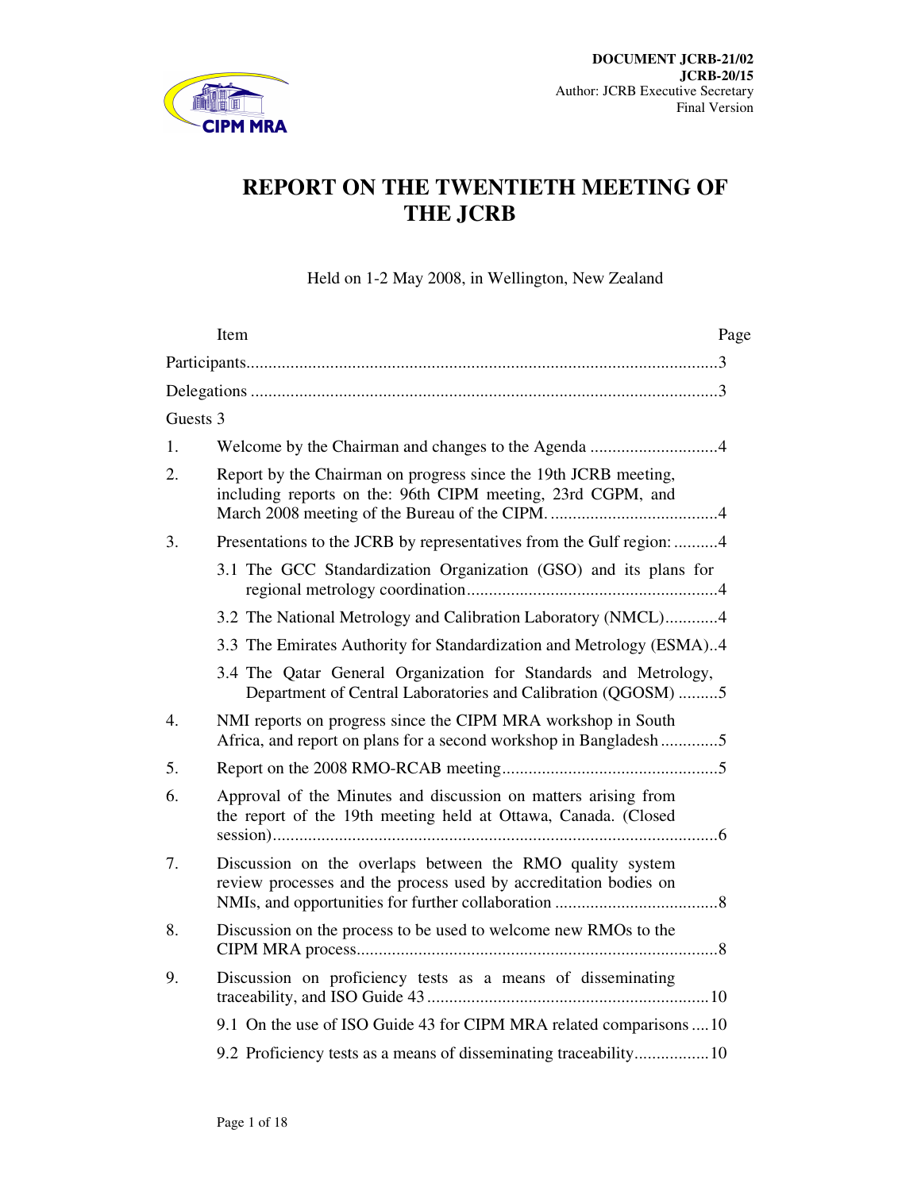**DOCUMENT JCRB-21/02**
**JCRB-20/15**
Author: JCRB Executive Secretary
Final Version

# REPORT ON THE TWENTIETH MEETING OF THE JCRB

Held on 1-2 May 2008, in Wellington, New Zealand

| Item | Page |
|---|---|
| Participants | 3 |
| Delegations | 3 |
| Guests | 3 |
| 1. Welcome by the Chairman and changes to the Agenda | 4 |
| 2. Report by the Chairman on progress since the 19th JCRB meeting, including reports on the: 96th CIPM meeting, 23rd CGPM, and March 2008 meeting of the Bureau of the CIPM. | 4 |
| 3. Presentations to the JCRB by representatives from the Gulf region: | 4 |
| 3.1 The GCC Standardization Organization (GSO) and its plans for regional metrology coordination | 4 |
| 3.2 The National Metrology and Calibration Laboratory (NMCL) | 4 |
| 3.3 The Emirates Authority for Standardization and Metrology (ESMA) | 4 |
| 3.4 The Qatar General Organization for Standards and Metrology, Department of Central Laboratories and Calibration (QGOSM) | 5 |
| 4. NMI reports on progress since the CIPM MRA workshop in South Africa, and report on plans for a second workshop in Bangladesh | 5 |
| 5. Report on the 2008 RMO-RCAB meeting | 5 |
| 6. Approval of the Minutes and discussion on matters arising from the report of the 19th meeting held at Ottawa, Canada. (Closed session) | 6 |
| 7. Discussion on the overlaps between the RMO quality system review processes and the process used by accreditation bodies on NMIs, and opportunities for further collaboration | 8 |
| 8. Discussion on the process to be used to welcome new RMOs to the CIPM MRA process | 8 |
| 9. Discussion on proficiency tests as a means of disseminating traceability, and ISO Guide 43 | 10 |
| 9.1 On the use of ISO Guide 43 for CIPM MRA related comparisons | 10 |
| 9.2 Proficiency tests as a means of disseminating traceability | 10 |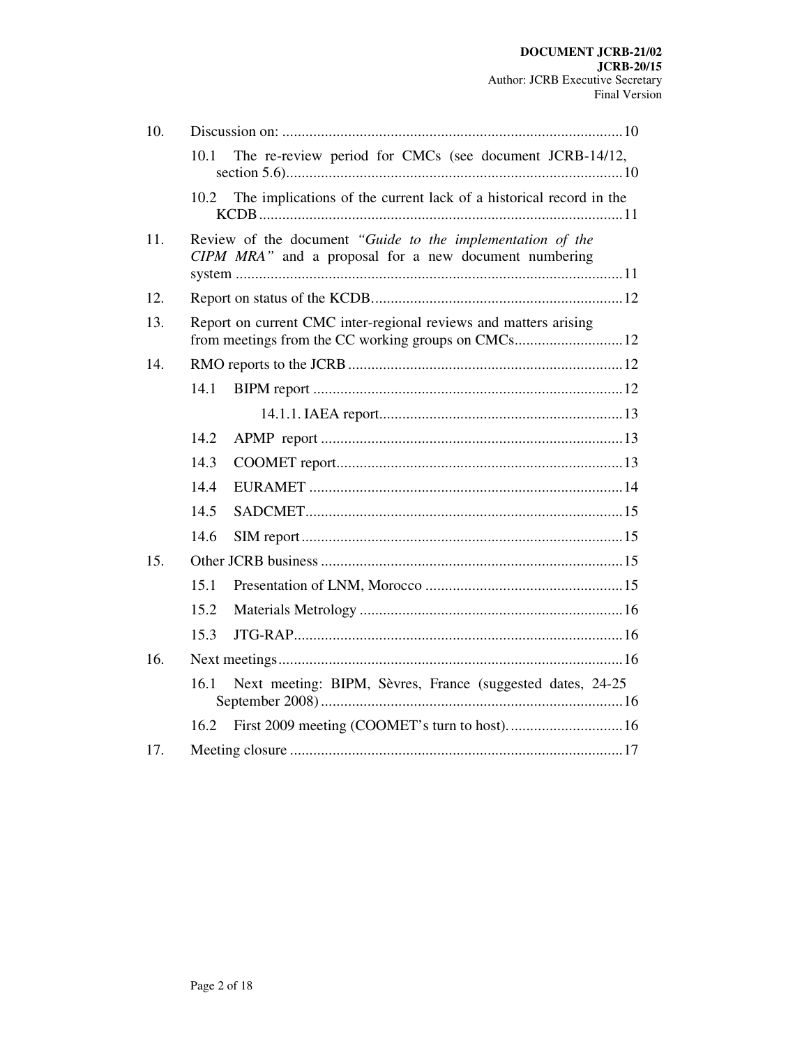| | | |
|---|---|---|
| 10. | Discussion on: | 10 |
| | 10.1 The re-review period for CMCs (see document JCRB-14/12, section 5.6) | 10 |
| | 10.2 The implications of the current lack of a historical record in the KCDB | 11 |
| 11. | Review of the document *"Guide to the implementation of the CIPM MRA"* and a proposal for a new document numbering system | 11 |
| 12. | Report on status of the KCDB | 12 |
| 13. | Report on current CMC inter-regional reviews and matters arising from meetings from the CC working groups on CMCs | 12 |
| 14. | RMO reports to the JCRB | 12 |
| | 14.1 BIPM report | 12 |
| | 14.1.1. IAEA report | 13 |
| | 14.2 APMP report | 13 |
| | 14.3 COOMET report | 13 |
| | 14.4 EURAMET | 14 |
| | 14.5 SADCMET | 15 |
| | 14.6 SIM report | 15 |
| 15. | Other JCRB business | 15 |
| | 15.1 Presentation of LNM, Morocco | 15 |
| | 15.2 Materials Metrology | 16 |
| | 15.3 JTG-RAP | 16 |
| 16. | Next meetings | 16 |
| | 16.1 Next meeting: BIPM, Sèvres, France (suggested dates, 24-25 September 2008) | 16 |
| | 16.2 First 2009 meeting (COOMET's turn to host). | 16 |
| 17. | Meeting closure | 17 |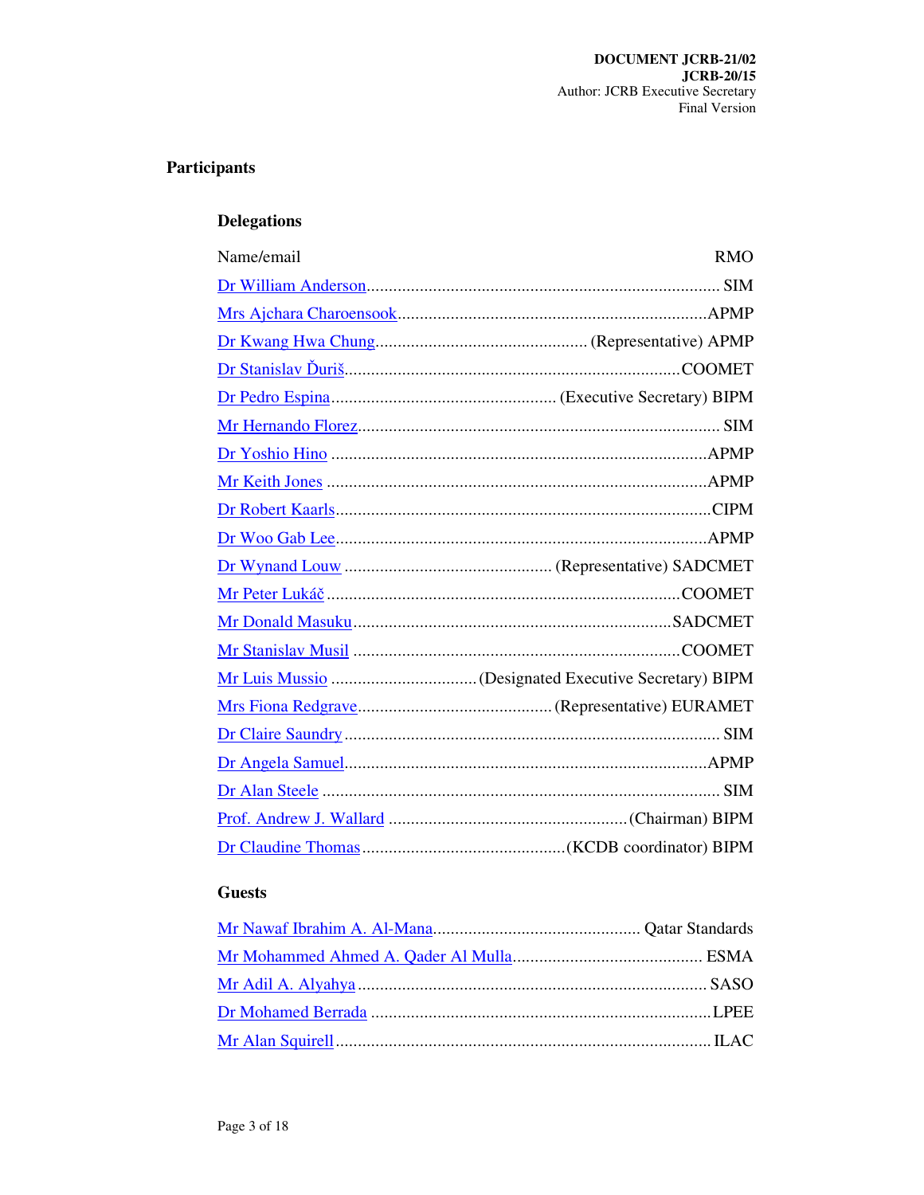DOCUMENT JCRB-21/02
JCRB-20/15
Author: JCRB Executive Secretary
Final Version

## Participants

### Delegations

| Name/email | RMO |
| --- | --- |
| Dr William Anderson | SIM |
| Mrs Ajchara Charoensook | APMP |
| Dr Kwang Hwa Chung | (Representative) APMP |
| Dr Stanislav Ďuriš | COOMET |
| Dr Pedro Espina | (Executive Secretary) BIPM |
| Mr Hernando Florez | SIM |
| Dr Yoshio Hino | APMP |
| Mr Keith Jones | APMP |
| Dr Robert Kaarls | CIPM |
| Dr Woo Gab Lee | APMP |
| Dr Wynand Louw | (Representative) SADCMET |
| Mr Peter Lukáč | COOMET |
| Mr Donald Masuku | SADCMET |
| Mr Stanislav Musil | COOMET |
| Mr Luis Mussio | (Designated Executive Secretary) BIPM |
| Mrs Fiona Redgrave | (Representative) EURAMET |
| Dr Claire Saundry | SIM |
| Dr Angela Samuel | APMP |
| Dr Alan Steele | SIM |
| Prof. Andrew J. Wallard | (Chairman) BIPM |
| Dr Claudine Thomas | (KCDB coordinator) BIPM |

### Guests

| Name | Organization |
| --- | --- |
| Mr Nawaf Ibrahim A. Al-Mana | Qatar Standards |
| Mr Mohammed Ahmed A. Qader Al Mulla | ESMA |
| Mr Adil A. Alyahya | SASO |
| Dr Mohamed Berrada | LPEE |
| Mr Alan Squirell | ILAC |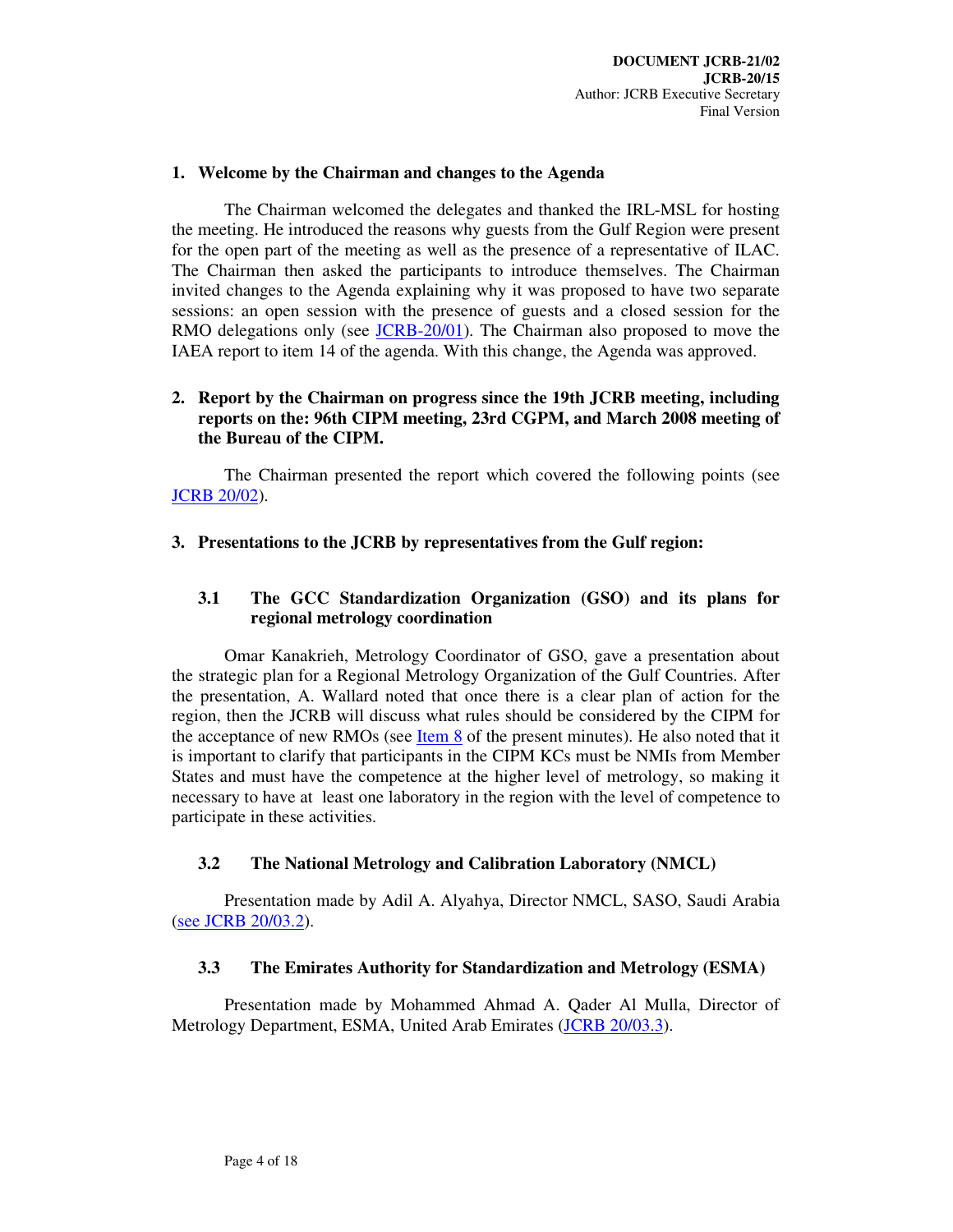DOCUMENT JCRB-21/02
JCRB-20/15
Author: JCRB Executive Secretary
Final Version

## 1. Welcome by the Chairman and changes to the Agenda

The Chairman welcomed the delegates and thanked the IRL-MSL for hosting the meeting. He introduced the reasons why guests from the Gulf Region were present for the open part of the meeting as well as the presence of a representative of ILAC. The Chairman then asked the participants to introduce themselves. The Chairman invited changes to the Agenda explaining why it was proposed to have two separate sessions: an open session with the presence of guests and a closed session for the RMO delegations only (see JCRB-20/01). The Chairman also proposed to move the IAEA report to item 14 of the agenda. With this change, the Agenda was approved.

## 2. Report by the Chairman on progress since the 19th JCRB meeting, including reports on the: 96th CIPM meeting, 23rd CGPM, and March 2008 meeting of the Bureau of the CIPM.

The Chairman presented the report which covered the following points (see JCRB 20/02).

## 3. Presentations to the JCRB by representatives from the Gulf region:

### 3.1 The GCC Standardization Organization (GSO) and its plans for regional metrology coordination

Omar Kanakrieh, Metrology Coordinator of GSO, gave a presentation about the strategic plan for a Regional Metrology Organization of the Gulf Countries. After the presentation, A. Wallard noted that once there is a clear plan of action for the region, then the JCRB will discuss what rules should be considered by the CIPM for the acceptance of new RMOs (see Item 8 of the present minutes). He also noted that it is important to clarify that participants in the CIPM KCs must be NMIs from Member States and must have the competence at the higher level of metrology, so making it necessary to have at least one laboratory in the region with the level of competence to participate in these activities.

### 3.2 The National Metrology and Calibration Laboratory (NMCL)

Presentation made by Adil A. Alyahya, Director NMCL, SASO, Saudi Arabia (see JCRB 20/03.2).

### 3.3 The Emirates Authority for Standardization and Metrology (ESMA)

Presentation made by Mohammed Ahmad A. Qader Al Mulla, Director of Metrology Department, ESMA, United Arab Emirates (JCRB 20/03.3).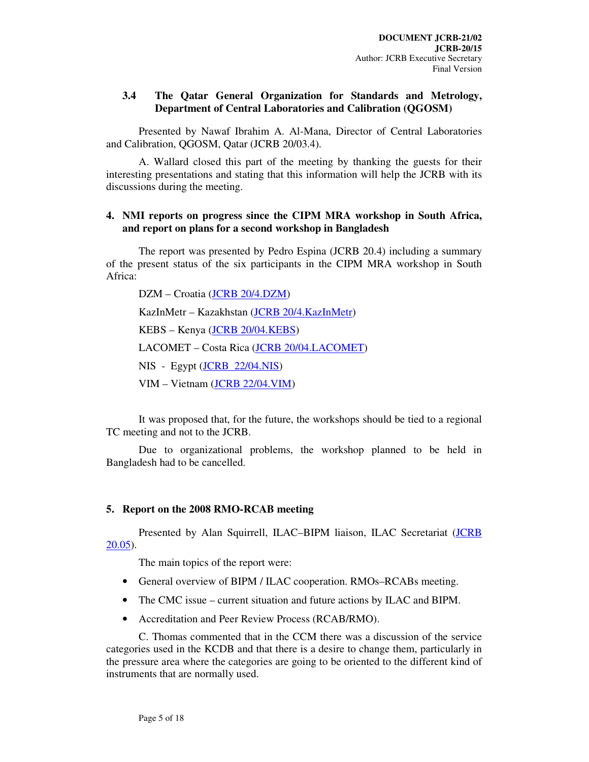### 3.4 The Qatar General Organization for Standards and Metrology, Department of Central Laboratories and Calibration (QGOSM)

Presented by Nawaf Ibrahim A. Al-Mana, Director of Central Laboratories and Calibration, QGOSM, Qatar (JCRB 20/03.4).

A. Wallard closed this part of the meeting by thanking the guests for their interesting presentations and stating that this information will help the JCRB with its discussions during the meeting.

## 4. NMI reports on progress since the CIPM MRA workshop in South Africa, and report on plans for a second workshop in Bangladesh

The report was presented by Pedro Espina (JCRB 20.4) including a summary of the present status of the six participants in the CIPM MRA workshop in South Africa:

DZM – Croatia (JCRB 20/4.DZM)

KazInMetr – Kazakhstan (JCRB 20/4.KazInMetr)

KEBS – Kenya (JCRB 20/04.KEBS)

LACOMET – Costa Rica (JCRB 20/04.LACOMET)

NIS - Egypt (JCRB 22/04.NIS)

VIM – Vietnam (JCRB 22/04.VIM)

It was proposed that, for the future, the workshops should be tied to a regional TC meeting and not to the JCRB.

Due to organizational problems, the workshop planned to be held in Bangladesh had to be cancelled.

## 5. Report on the 2008 RMO-RCAB meeting

Presented by Alan Squirrell, ILAC–BIPM liaison, ILAC Secretariat (JCRB 20.05).

The main topics of the report were:

- General overview of BIPM / ILAC cooperation. RMOs–RCABs meeting.
- The CMC issue – current situation and future actions by ILAC and BIPM.
- Accreditation and Peer Review Process (RCAB/RMO).

C. Thomas commented that in the CCM there was a discussion of the service categories used in the KCDB and that there is a desire to change them, particularly in the pressure area where the categories are going to be oriented to the different kind of instruments that are normally used.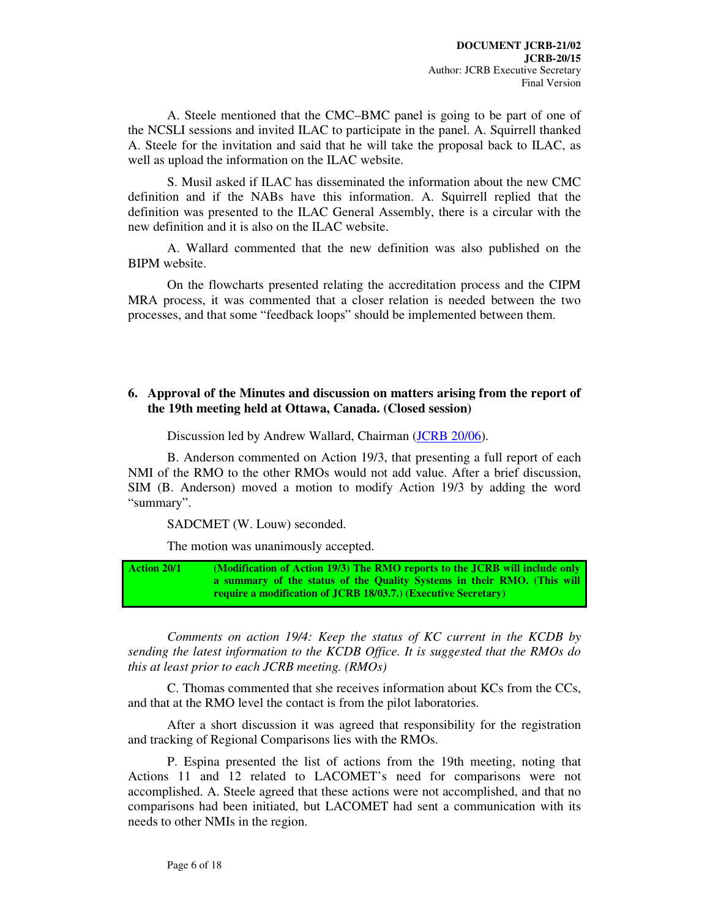A. Steele mentioned that the CMC–BMC panel is going to be part of one of the NCSLI sessions and invited ILAC to participate in the panel. A. Squirrell thanked A. Steele for the invitation and said that he will take the proposal back to ILAC, as well as upload the information on the ILAC website.

S. Musil asked if ILAC has disseminated the information about the new CMC definition and if the NABs have this information. A. Squirrell replied that the definition was presented to the ILAC General Assembly, there is a circular with the new definition and it is also on the ILAC website.

A. Wallard commented that the new definition was also published on the BIPM website.

On the flowcharts presented relating the accreditation process and the CIPM MRA process, it was commented that a closer relation is needed between the two processes, and that some "feedback loops" should be implemented between them.

## 6. Approval of the Minutes and discussion on matters arising from the report of the 19th meeting held at Ottawa, Canada. (Closed session)

Discussion led by Andrew Wallard, Chairman (JCRB 20/06).

B. Anderson commented on Action 19/3, that presenting a full report of each NMI of the RMO to the other RMOs would not add value. After a brief discussion, SIM (B. Anderson) moved a motion to modify Action 19/3 by adding the word "summary".

SADCMET (W. Louw) seconded.

The motion was unanimously accepted.

| **Action 20/1** | **(Modification of Action 19/3) The RMO reports to the JCRB will include only a summary of the status of the Quality Systems in their RMO. (This will require a modification of JCRB 18/03.7.) (Executive Secretary)** |
|---|---|

*Comments on action 19/4: Keep the status of KC current in the KCDB by sending the latest information to the KCDB Office. It is suggested that the RMOs do this at least prior to each JCRB meeting. (RMOs)*

C. Thomas commented that she receives information about KCs from the CCs, and that at the RMO level the contact is from the pilot laboratories.

After a short discussion it was agreed that responsibility for the registration and tracking of Regional Comparisons lies with the RMOs.

P. Espina presented the list of actions from the 19th meeting, noting that Actions 11 and 12 related to LACOMET's need for comparisons were not accomplished. A. Steele agreed that these actions were not accomplished, and that no comparisons had been initiated, but LACOMET had sent a communication with its needs to other NMIs in the region.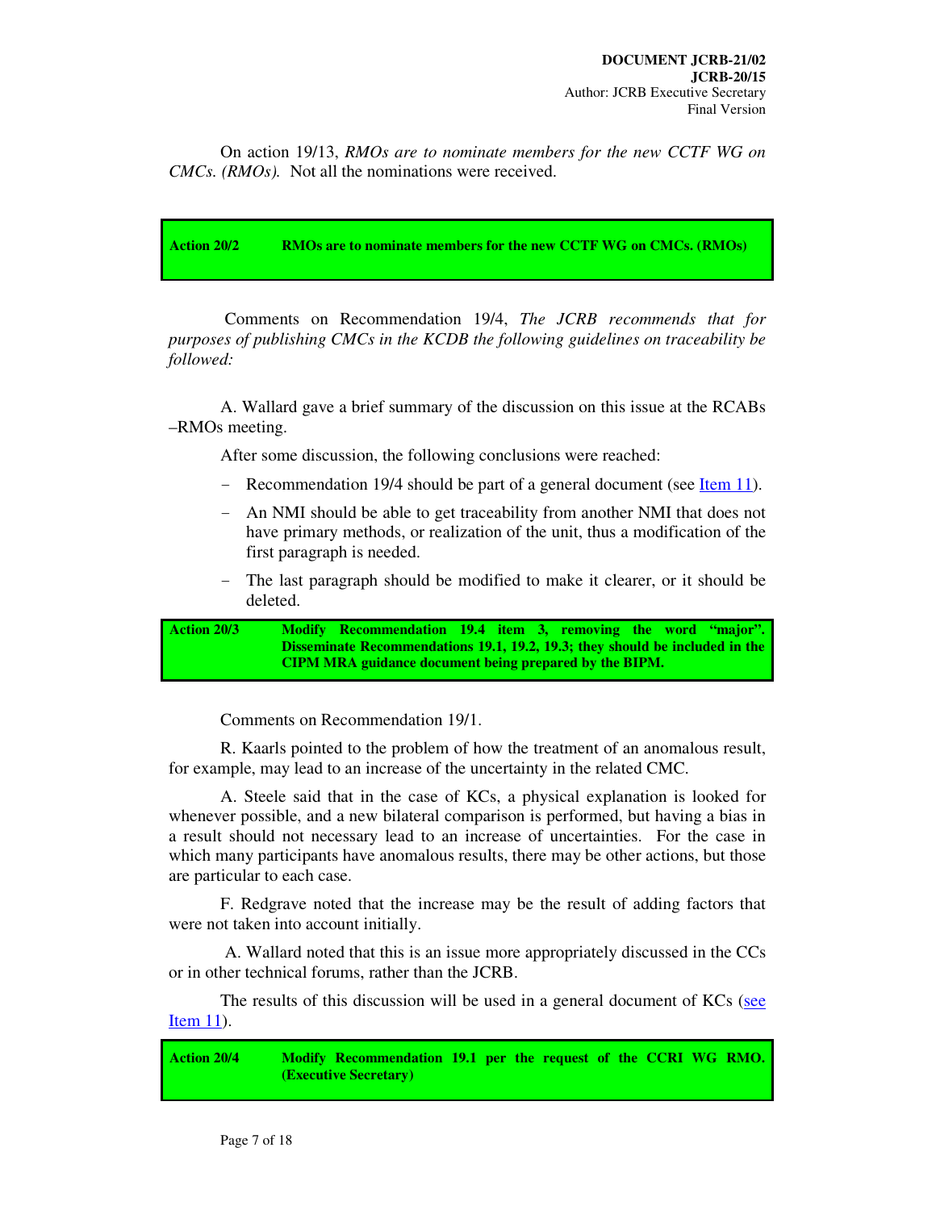On action 19/13, *RMOs are to nominate members for the new CCTF WG on CMCs. (RMOs).* Not all the nominations were received.

| **Action 20/2** | **RMOs are to nominate members for the new CCTF WG on CMCs. (RMOs)** |
|---|---|

Comments on Recommendation 19/4, *The JCRB recommends that for purposes of publishing CMCs in the KCDB the following guidelines on traceability be followed:*

A. Wallard gave a brief summary of the discussion on this issue at the RCABs –RMOs meeting.

After some discussion, the following conclusions were reached:

- Recommendation 19/4 should be part of a general document (see Item 11).
- An NMI should be able to get traceability from another NMI that does not have primary methods, or realization of the unit, thus a modification of the first paragraph is needed.
- The last paragraph should be modified to make it clearer, or it should be deleted.

| **Action 20/3** | **Modify Recommendation 19.4 item 3, removing the word "major". Disseminate Recommendations 19.1, 19.2, 19.3; they should be included in the CIPM MRA guidance document being prepared by the BIPM.** |
|---|---|

Comments on Recommendation 19/1.

R. Kaarls pointed to the problem of how the treatment of an anomalous result, for example, may lead to an increase of the uncertainty in the related CMC.

A. Steele said that in the case of KCs, a physical explanation is looked for whenever possible, and a new bilateral comparison is performed, but having a bias in a result should not necessary lead to an increase of uncertainties. For the case in which many participants have anomalous results, there may be other actions, but those are particular to each case.

F. Redgrave noted that the increase may be the result of adding factors that were not taken into account initially.

A. Wallard noted that this is an issue more appropriately discussed in the CCs or in other technical forums, rather than the JCRB.

The results of this discussion will be used in a general document of KCs (see Item 11).

| **Action 20/4** | **Modify Recommendation 19.1 per the request of the CCRI WG RMO. (Executive Secretary)** |
|---|---|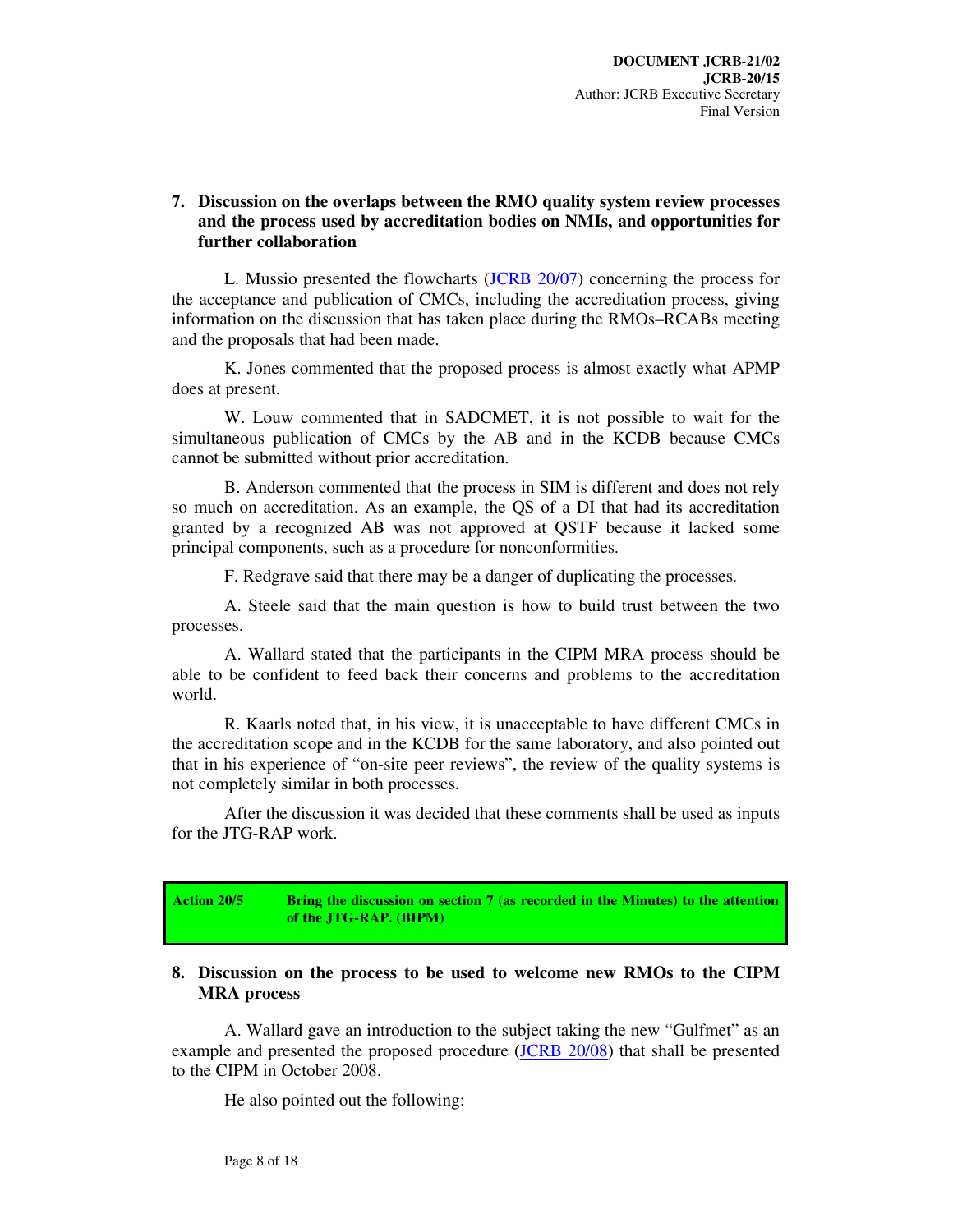## 7. Discussion on the overlaps between the RMO quality system review processes and the process used by accreditation bodies on NMIs, and opportunities for further collaboration

L. Mussio presented the flowcharts (JCRB 20/07) concerning the process for the acceptance and publication of CMCs, including the accreditation process, giving information on the discussion that has taken place during the RMOs–RCABs meeting and the proposals that had been made.

K. Jones commented that the proposed process is almost exactly what APMP does at present.

W. Louw commented that in SADCMET, it is not possible to wait for the simultaneous publication of CMCs by the AB and in the KCDB because CMCs cannot be submitted without prior accreditation.

B. Anderson commented that the process in SIM is different and does not rely so much on accreditation. As an example, the QS of a DI that had its accreditation granted by a recognized AB was not approved at QSTF because it lacked some principal components, such as a procedure for nonconformities.

F. Redgrave said that there may be a danger of duplicating the processes.

A. Steele said that the main question is how to build trust between the two processes.

A. Wallard stated that the participants in the CIPM MRA process should be able to be confident to feed back their concerns and problems to the accreditation world.

R. Kaarls noted that, in his view, it is unacceptable to have different CMCs in the accreditation scope and in the KCDB for the same laboratory, and also pointed out that in his experience of "on-site peer reviews", the review of the quality systems is not completely similar in both processes.

After the discussion it was decided that these comments shall be used as inputs for the JTG-RAP work.

| **Action 20/5** | **Bring the discussion on section 7 (as recorded in the Minutes) to the attention of the JTG-RAP. (BIPM)** |
|---|---|

## 8. Discussion on the process to be used to welcome new RMOs to the CIPM MRA process

A. Wallard gave an introduction to the subject taking the new "Gulfmet" as an example and presented the proposed procedure (JCRB 20/08) that shall be presented to the CIPM in October 2008.

He also pointed out the following: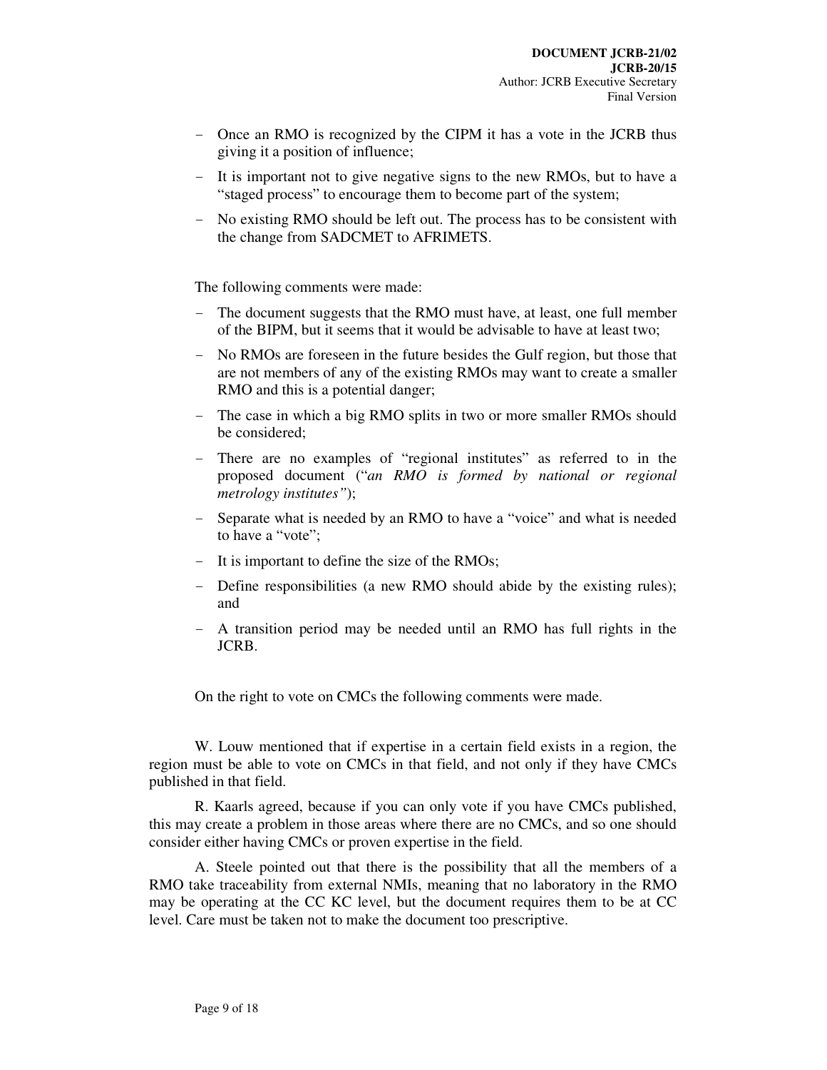- Once an RMO is recognized by the CIPM it has a vote in the JCRB thus giving it a position of influence;
- It is important not to give negative signs to the new RMOs, but to have a "staged process" to encourage them to become part of the system;
- No existing RMO should be left out. The process has to be consistent with the change from SADCMET to AFRIMETS.

The following comments were made:

- The document suggests that the RMO must have, at least, one full member of the BIPM, but it seems that it would be advisable to have at least two;
- No RMOs are foreseen in the future besides the Gulf region, but those that are not members of any of the existing RMOs may want to create a smaller RMO and this is a potential danger;
- The case in which a big RMO splits in two or more smaller RMOs should be considered;
- There are no examples of "regional institutes" as referred to in the proposed document ("*an RMO is formed by national or regional metrology institutes"*);
- Separate what is needed by an RMO to have a "voice" and what is needed to have a "vote";
- It is important to define the size of the RMOs;
- Define responsibilities (a new RMO should abide by the existing rules); and
- A transition period may be needed until an RMO has full rights in the JCRB.

On the right to vote on CMCs the following comments were made.

W. Louw mentioned that if expertise in a certain field exists in a region, the region must be able to vote on CMCs in that field, and not only if they have CMCs published in that field.

R. Kaarls agreed, because if you can only vote if you have CMCs published, this may create a problem in those areas where there are no CMCs, and so one should consider either having CMCs or proven expertise in the field.

A. Steele pointed out that there is the possibility that all the members of a RMO take traceability from external NMIs, meaning that no laboratory in the RMO may be operating at the CC KC level, but the document requires them to be at CC level. Care must be taken not to make the document too prescriptive.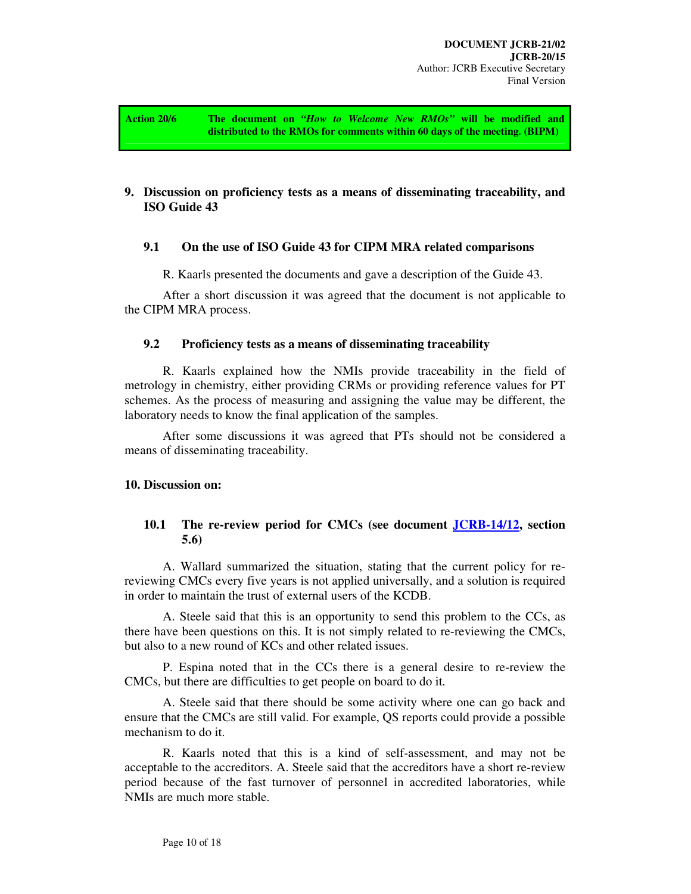| Action 20/6 | **The document on *"How to Welcome New RMOs"* will be modified and distributed to the RMOs for comments within 60 days of the meeting. (BIPM)** |
|---|---|

## 9. Discussion on proficiency tests as a means of disseminating traceability, and ISO Guide 43

### 9.1 On the use of ISO Guide 43 for CIPM MRA related comparisons

R. Kaarls presented the documents and gave a description of the Guide 43.

After a short discussion it was agreed that the document is not applicable to the CIPM MRA process.

### 9.2 Proficiency tests as a means of disseminating traceability

R. Kaarls explained how the NMIs provide traceability in the field of metrology in chemistry, either providing CRMs or providing reference values for PT schemes. As the process of measuring and assigning the value may be different, the laboratory needs to know the final application of the samples.

After some discussions it was agreed that PTs should not be considered a means of disseminating traceability.

## 10. Discussion on:

### 10.1 The re-review period for CMCs (see document [JCRB-14/12](JCRB-14/12), section 5.6)

A. Wallard summarized the situation, stating that the current policy for re-reviewing CMCs every five years is not applied universally, and a solution is required in order to maintain the trust of external users of the KCDB.

A. Steele said that this is an opportunity to send this problem to the CCs, as there have been questions on this. It is not simply related to re-reviewing the CMCs, but also to a new round of KCs and other related issues.

P. Espina noted that in the CCs there is a general desire to re-review the CMCs, but there are difficulties to get people on board to do it.

A. Steele said that there should be some activity where one can go back and ensure that the CMCs are still valid. For example, QS reports could provide a possible mechanism to do it.

R. Kaarls noted that this is a kind of self-assessment, and may not be acceptable to the accreditors. A. Steele said that the accreditors have a short re-review period because of the fast turnover of personnel in accredited laboratories, while NMIs are much more stable.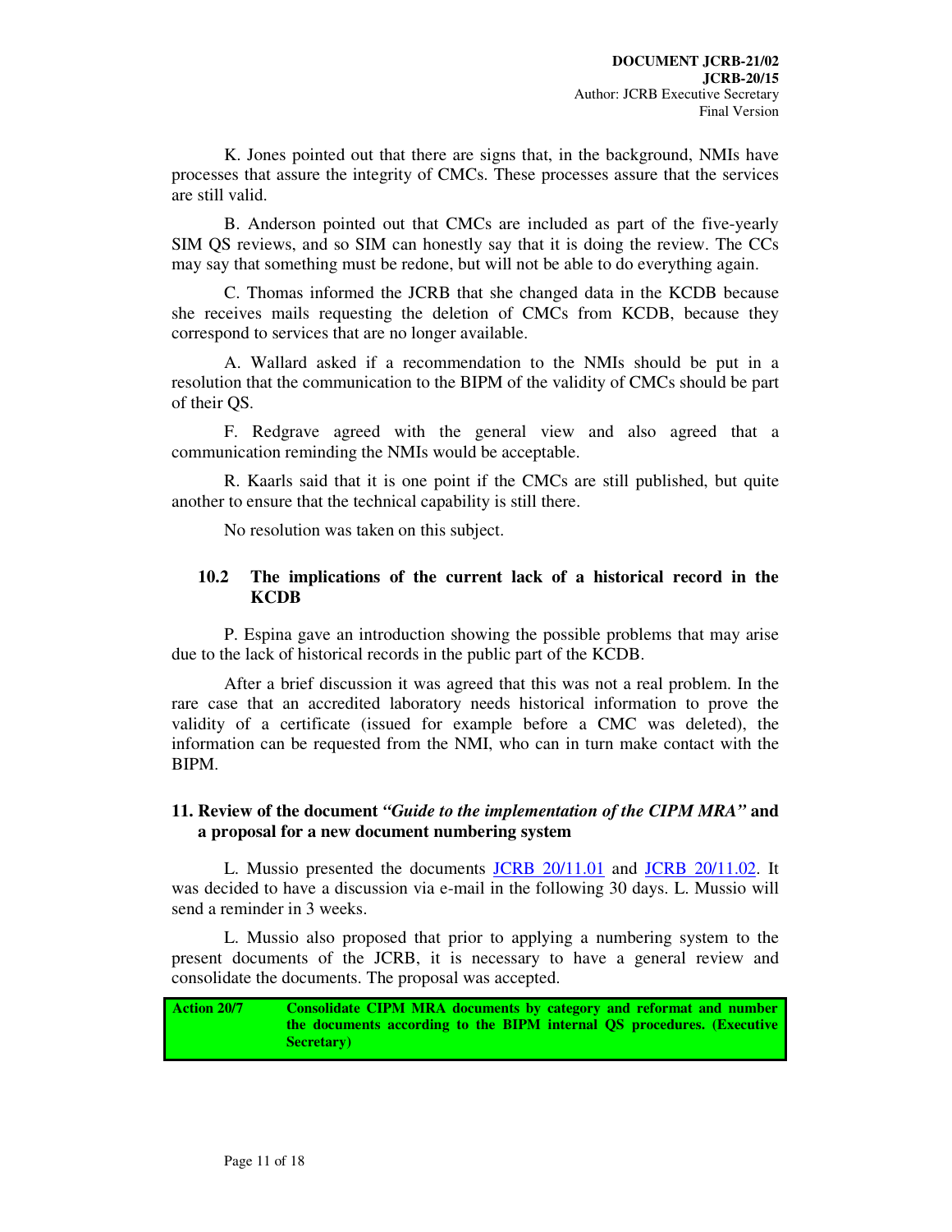K. Jones pointed out that there are signs that, in the background, NMIs have processes that assure the integrity of CMCs. These processes assure that the services are still valid.

B. Anderson pointed out that CMCs are included as part of the five-yearly SIM QS reviews, and so SIM can honestly say that it is doing the review. The CCs may say that something must be redone, but will not be able to do everything again.

C. Thomas informed the JCRB that she changed data in the KCDB because she receives mails requesting the deletion of CMCs from KCDB, because they correspond to services that are no longer available.

A. Wallard asked if a recommendation to the NMIs should be put in a resolution that the communication to the BIPM of the validity of CMCs should be part of their QS.

F. Redgrave agreed with the general view and also agreed that a communication reminding the NMIs would be acceptable.

R. Kaarls said that it is one point if the CMCs are still published, but quite another to ensure that the technical capability is still there.

No resolution was taken on this subject.

### 10.2 The implications of the current lack of a historical record in the KCDB

P. Espina gave an introduction showing the possible problems that may arise due to the lack of historical records in the public part of the KCDB.

After a brief discussion it was agreed that this was not a real problem. In the rare case that an accredited laboratory needs historical information to prove the validity of a certificate (issued for example before a CMC was deleted), the information can be requested from the NMI, who can in turn make contact with the BIPM.

## 11. Review of the document *"Guide to the implementation of the CIPM MRA"* and a proposal for a new document numbering system

L. Mussio presented the documents JCRB 20/11.01 and JCRB 20/11.02. It was decided to have a discussion via e-mail in the following 30 days. L. Mussio will send a reminder in 3 weeks.

L. Mussio also proposed that prior to applying a numbering system to the present documents of the JCRB, it is necessary to have a general review and consolidate the documents. The proposal was accepted.

| Action 20/7 | Consolidate CIPM MRA documents by category and reformat and number the documents according to the BIPM internal QS procedures. (Executive Secretary) |
|---|---|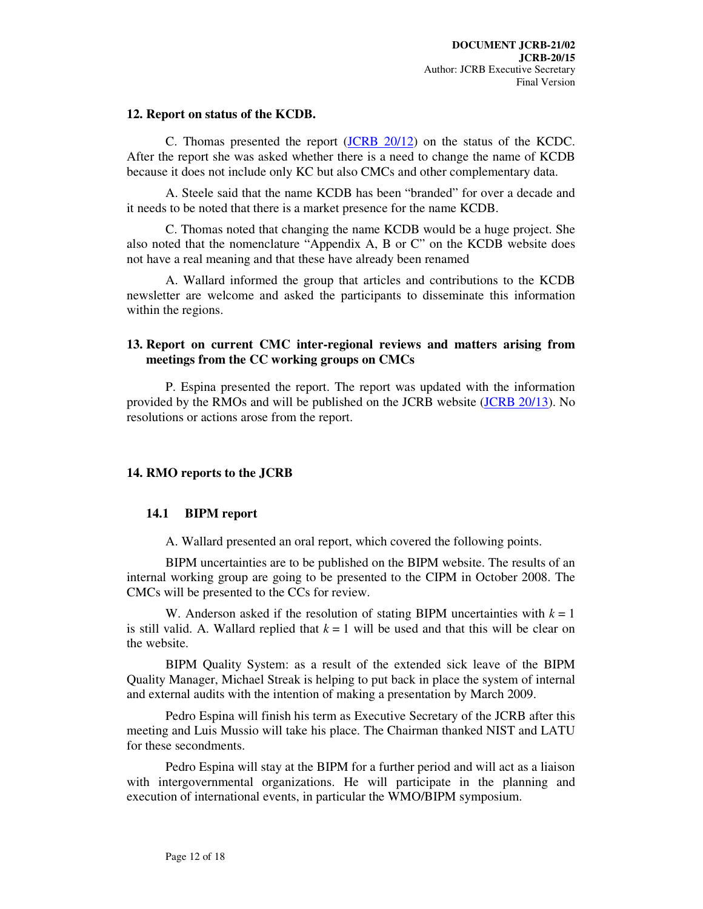## 12. Report on status of the KCDB.

C. Thomas presented the report (JCRB 20/12) on the status of the KCDC. After the report she was asked whether there is a need to change the name of KCDB because it does not include only KC but also CMCs and other complementary data.

A. Steele said that the name KCDB has been "branded" for over a decade and it needs to be noted that there is a market presence for the name KCDB.

C. Thomas noted that changing the name KCDB would be a huge project. She also noted that the nomenclature "Appendix A, B or C" on the KCDB website does not have a real meaning and that these have already been renamed

A. Wallard informed the group that articles and contributions to the KCDB newsletter are welcome and asked the participants to disseminate this information within the regions.

## 13. Report on current CMC inter-regional reviews and matters arising from meetings from the CC working groups on CMCs

P. Espina presented the report. The report was updated with the information provided by the RMOs and will be published on the JCRB website (JCRB 20/13). No resolutions or actions arose from the report.

## 14. RMO reports to the JCRB

### 14.1 BIPM report

A. Wallard presented an oral report, which covered the following points.

BIPM uncertainties are to be published on the BIPM website. The results of an internal working group are going to be presented to the CIPM in October 2008. The CMCs will be presented to the CCs for review.

W. Anderson asked if the resolution of stating BIPM uncertainties with $k = 1$ is still valid. A. Wallard replied that $k = 1$ will be used and that this will be clear on the website.

BIPM Quality System: as a result of the extended sick leave of the BIPM Quality Manager, Michael Streak is helping to put back in place the system of internal and external audits with the intention of making a presentation by March 2009.

Pedro Espina will finish his term as Executive Secretary of the JCRB after this meeting and Luis Mussio will take his place. The Chairman thanked NIST and LATU for these secondments.

Pedro Espina will stay at the BIPM for a further period and will act as a liaison with intergovernmental organizations. He will participate in the planning and execution of international events, in particular the WMO/BIPM symposium.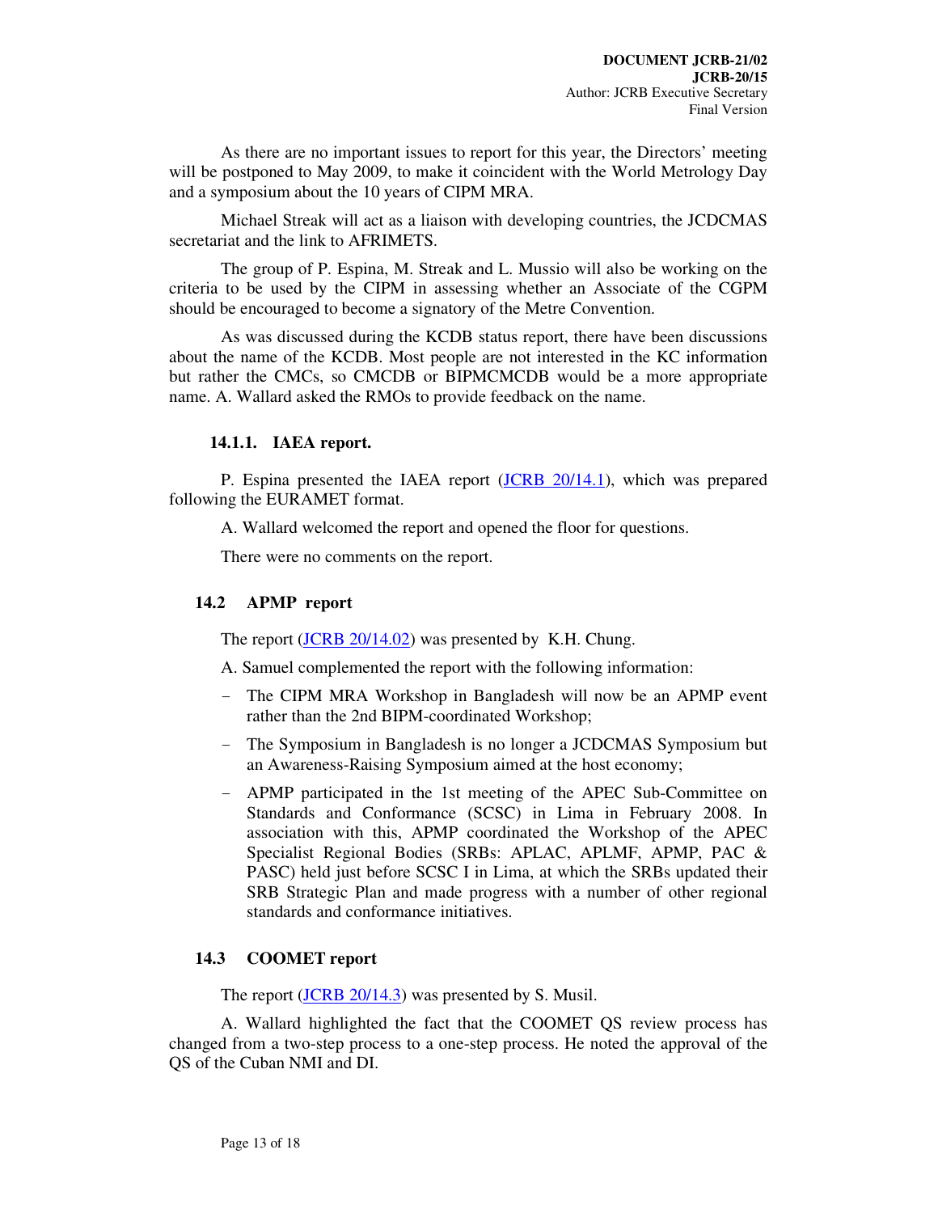As there are no important issues to report for this year, the Directors' meeting will be postponed to May 2009, to make it coincident with the World Metrology Day and a symposium about the 10 years of CIPM MRA.

Michael Streak will act as a liaison with developing countries, the JCDCMAS secretariat and the link to AFRIMETS.

The group of P. Espina, M. Streak and L. Mussio will also be working on the criteria to be used by the CIPM in assessing whether an Associate of the CGPM should be encouraged to become a signatory of the Metre Convention.

As was discussed during the KCDB status report, there have been discussions about the name of the KCDB. Most people are not interested in the KC information but rather the CMCs, so CMCDB or BIPMCMCDB would be a more appropriate name. A. Wallard asked the RMOs to provide feedback on the name.

#### 14.1.1. IAEA report.

P. Espina presented the IAEA report (JCRB 20/14.1), which was prepared following the EURAMET format.

A. Wallard welcomed the report and opened the floor for questions.

There were no comments on the report.

### 14.2 APMP report

The report (JCRB 20/14.02) was presented by K.H. Chung.

A. Samuel complemented the report with the following information:

- The CIPM MRA Workshop in Bangladesh will now be an APMP event rather than the 2nd BIPM-coordinated Workshop;
- The Symposium in Bangladesh is no longer a JCDCMAS Symposium but an Awareness-Raising Symposium aimed at the host economy;
- APMP participated in the 1st meeting of the APEC Sub-Committee on Standards and Conformance (SCSC) in Lima in February 2008. In association with this, APMP coordinated the Workshop of the APEC Specialist Regional Bodies (SRBs: APLAC, APLMF, APMP, PAC & PASC) held just before SCSC I in Lima, at which the SRBs updated their SRB Strategic Plan and made progress with a number of other regional standards and conformance initiatives.

### 14.3 COOMET report

The report (JCRB 20/14.3) was presented by S. Musil.

A. Wallard highlighted the fact that the COOMET QS review process has changed from a two-step process to a one-step process. He noted the approval of the QS of the Cuban NMI and DI.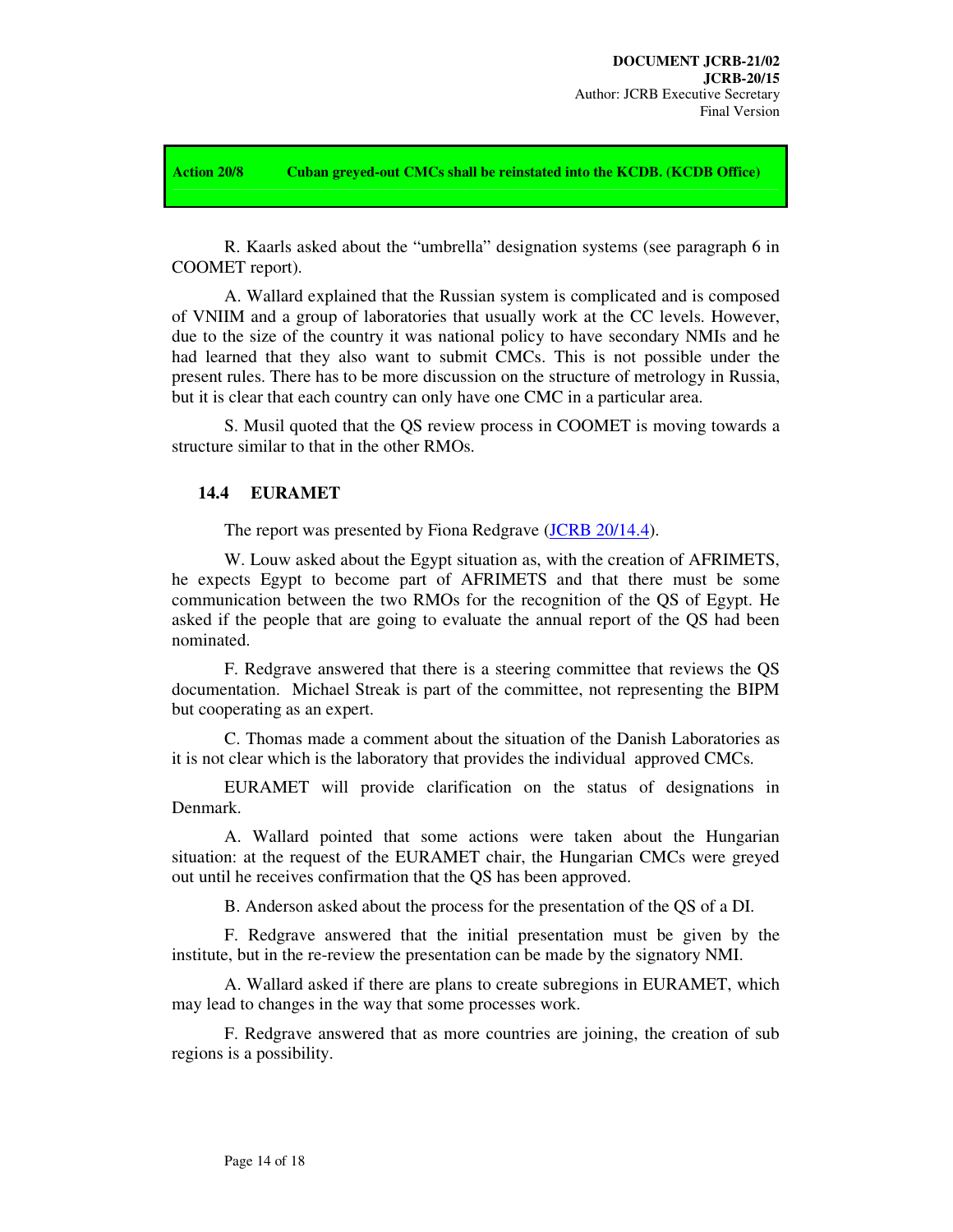**Action 20/8 Cuban greyed-out CMCs shall be reinstated into the KCDB. (KCDB Office)**

R. Kaarls asked about the "umbrella" designation systems (see paragraph 6 in COOMET report).

A. Wallard explained that the Russian system is complicated and is composed of VNIIM and a group of laboratories that usually work at the CC levels. However, due to the size of the country it was national policy to have secondary NMIs and he had learned that they also want to submit CMCs. This is not possible under the present rules. There has to be more discussion on the structure of metrology in Russia, but it is clear that each country can only have one CMC in a particular area.

S. Musil quoted that the QS review process in COOMET is moving towards a structure similar to that in the other RMOs.

### 14.4 EURAMET

The report was presented by Fiona Redgrave (JCRB 20/14.4).

W. Louw asked about the Egypt situation as, with the creation of AFRIMETS, he expects Egypt to become part of AFRIMETS and that there must be some communication between the two RMOs for the recognition of the QS of Egypt. He asked if the people that are going to evaluate the annual report of the QS had been nominated.

F. Redgrave answered that there is a steering committee that reviews the QS documentation. Michael Streak is part of the committee, not representing the BIPM but cooperating as an expert.

C. Thomas made a comment about the situation of the Danish Laboratories as it is not clear which is the laboratory that provides the individual approved CMCs.

EURAMET will provide clarification on the status of designations in Denmark.

A. Wallard pointed that some actions were taken about the Hungarian situation: at the request of the EURAMET chair, the Hungarian CMCs were greyed out until he receives confirmation that the QS has been approved.

B. Anderson asked about the process for the presentation of the QS of a DI.

F. Redgrave answered that the initial presentation must be given by the institute, but in the re-review the presentation can be made by the signatory NMI.

A. Wallard asked if there are plans to create subregions in EURAMET, which may lead to changes in the way that some processes work.

F. Redgrave answered that as more countries are joining, the creation of sub regions is a possibility.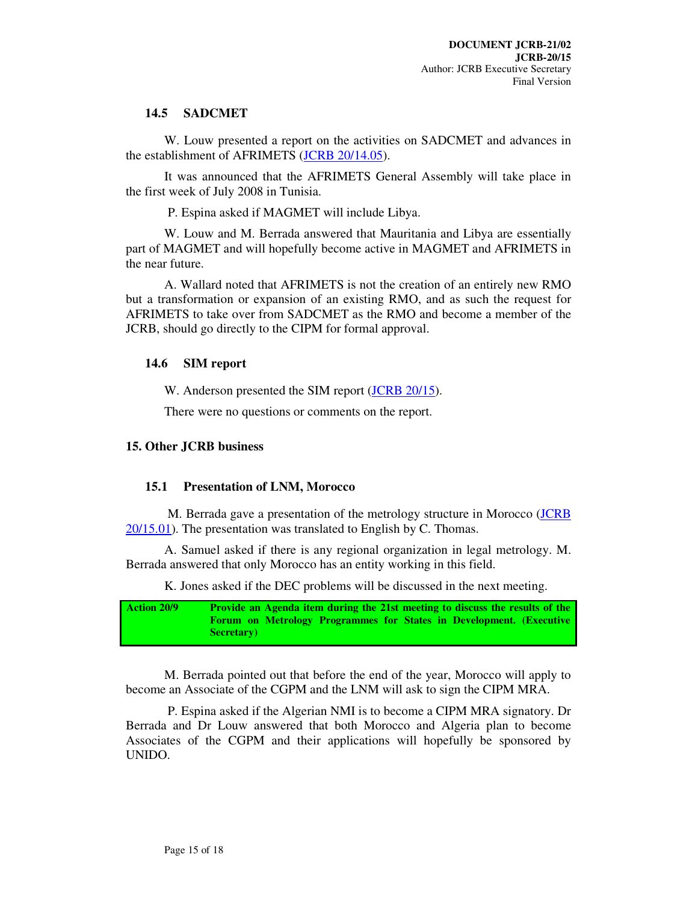### 14.5 SADCMET

W. Louw presented a report on the activities on SADCMET and advances in the establishment of AFRIMETS (JCRB 20/14.05).

It was announced that the AFRIMETS General Assembly will take place in the first week of July 2008 in Tunisia.

P. Espina asked if MAGMET will include Libya.

W. Louw and M. Berrada answered that Mauritania and Libya are essentially part of MAGMET and will hopefully become active in MAGMET and AFRIMETS in the near future.

A. Wallard noted that AFRIMETS is not the creation of an entirely new RMO but a transformation or expansion of an existing RMO, and as such the request for AFRIMETS to take over from SADCMET as the RMO and become a member of the JCRB, should go directly to the CIPM for formal approval.

### 14.6 SIM report

W. Anderson presented the SIM report (JCRB 20/15).

There were no questions or comments on the report.

## 15. Other JCRB business

### 15.1 Presentation of LNM, Morocco

M. Berrada gave a presentation of the metrology structure in Morocco (JCRB 20/15.01). The presentation was translated to English by C. Thomas.

A. Samuel asked if there is any regional organization in legal metrology. M. Berrada answered that only Morocco has an entity working in this field.

K. Jones asked if the DEC problems will be discussed in the next meeting.

| **Action 20/9** | **Provide an Agenda item during the 21st meeting to discuss the results of the Forum on Metrology Programmes for States in Development. (Executive Secretary)** |
|---|---|

M. Berrada pointed out that before the end of the year, Morocco will apply to become an Associate of the CGPM and the LNM will ask to sign the CIPM MRA.

P. Espina asked if the Algerian NMI is to become a CIPM MRA signatory. Dr Berrada and Dr Louw answered that both Morocco and Algeria plan to become Associates of the CGPM and their applications will hopefully be sponsored by UNIDO.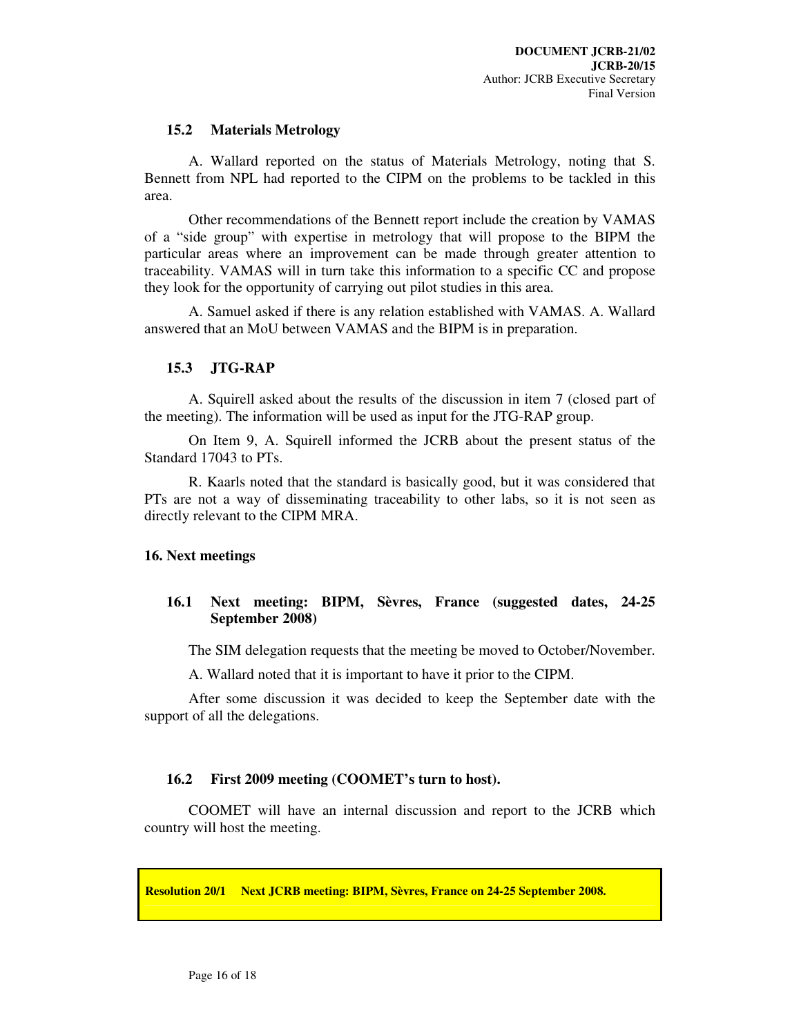### 15.2 Materials Metrology

A. Wallard reported on the status of Materials Metrology, noting that S. Bennett from NPL had reported to the CIPM on the problems to be tackled in this area.

Other recommendations of the Bennett report include the creation by VAMAS of a "side group" with expertise in metrology that will propose to the BIPM the particular areas where an improvement can be made through greater attention to traceability. VAMAS will in turn take this information to a specific CC and propose they look for the opportunity of carrying out pilot studies in this area.

A. Samuel asked if there is any relation established with VAMAS. A. Wallard answered that an MoU between VAMAS and the BIPM is in preparation.

### 15.3 JTG-RAP

A. Squirell asked about the results of the discussion in item 7 (closed part of the meeting). The information will be used as input for the JTG-RAP group.

On Item 9, A. Squirell informed the JCRB about the present status of the Standard 17043 to PTs.

R. Kaarls noted that the standard is basically good, but it was considered that PTs are not a way of disseminating traceability to other labs, so it is not seen as directly relevant to the CIPM MRA.

## 16. Next meetings

### 16.1 Next meeting: BIPM, Sèvres, France (suggested dates, 24-25 September 2008)

The SIM delegation requests that the meeting be moved to October/November.

A. Wallard noted that it is important to have it prior to the CIPM.

After some discussion it was decided to keep the September date with the support of all the delegations.

### 16.2 First 2009 meeting (COOMET's turn to host).

COOMET will have an internal discussion and report to the JCRB which country will host the meeting.

**Resolution 20/1 Next JCRB meeting: BIPM, Sèvres, France on 24-25 September 2008.**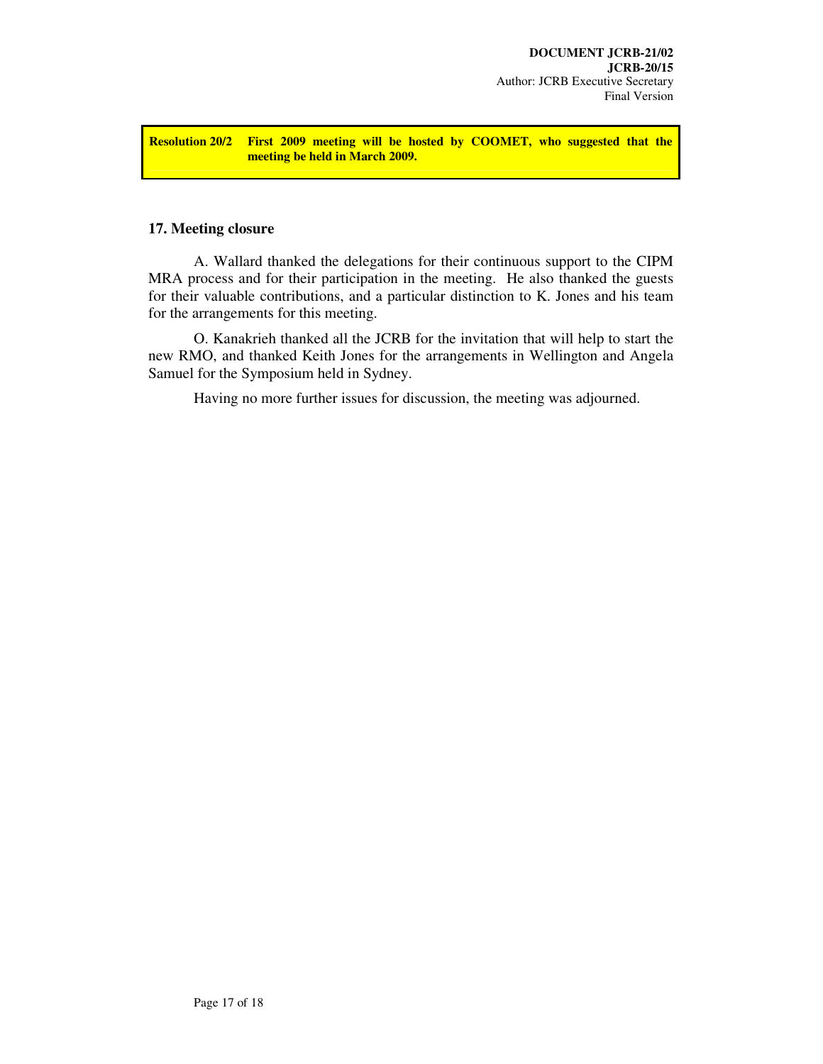**Resolution 20/2** **First 2009 meeting will be hosted by COOMET, who suggested that the meeting be held in March 2009.**

## 17. Meeting closure

A. Wallard thanked the delegations for their continuous support to the CIPM MRA process and for their participation in the meeting. He also thanked the guests for their valuable contributions, and a particular distinction to K. Jones and his team for the arrangements for this meeting.

O. Kanakrieh thanked all the JCRB for the invitation that will help to start the new RMO, and thanked Keith Jones for the arrangements in Wellington and Angela Samuel for the Symposium held in Sydney.

Having no more further issues for discussion, the meeting was adjourned.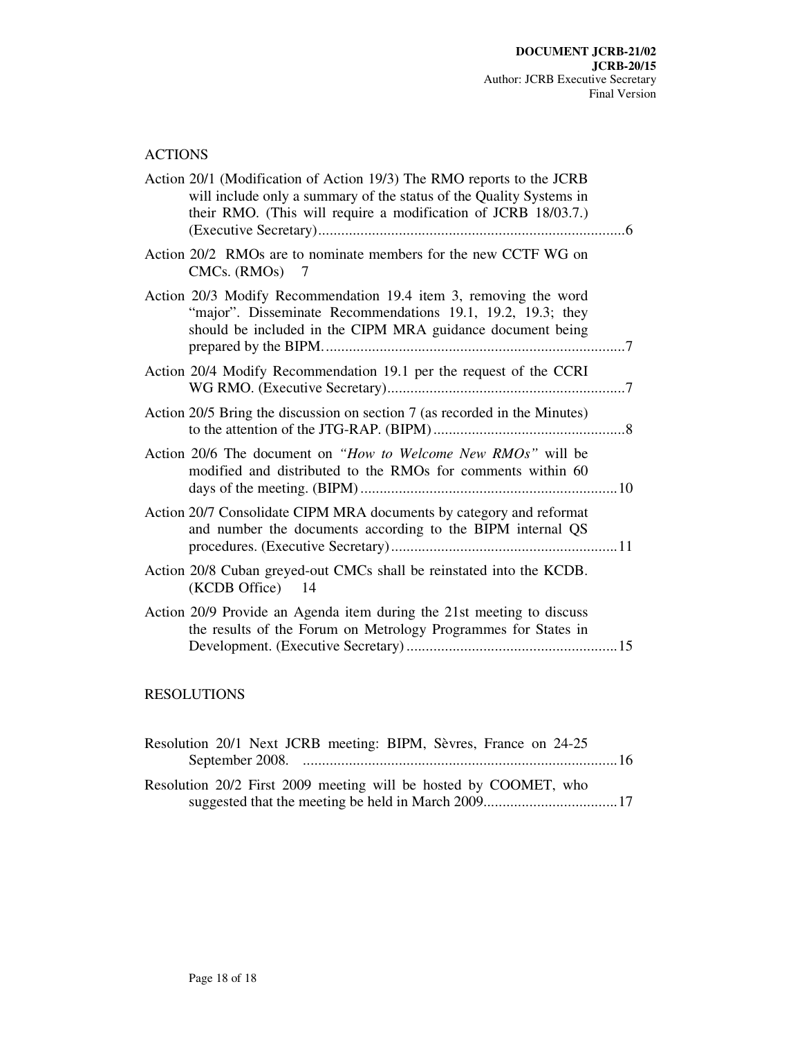**DOCUMENT JCRB-21/02**
**JCRB-20/15**
Author: JCRB Executive Secretary
Final Version

## ACTIONS

Action 20/1 (Modification of Action 19/3) The RMO reports to the JCRB will include only a summary of the status of the Quality Systems in their RMO. (This will require a modification of JCRB 18/03.7.) (Executive Secretary)................................................................................6

Action 20/2 RMOs are to nominate members for the new CCTF WG on CMCs. (RMOs) 7

Action 20/3 Modify Recommendation 19.4 item 3, removing the word "major". Disseminate Recommendations 19.1, 19.2, 19.3; they should be included in the CIPM MRA guidance document being prepared by the BIPM..............................................................................7

Action 20/4 Modify Recommendation 19.1 per the request of the CCRI WG RMO. (Executive Secretary)..............................................................7

Action 20/5 Bring the discussion on section 7 (as recorded in the Minutes) to the attention of the JTG-RAP. (BIPM)..................................................8

Action 20/6 The document on *"How to Welcome New RMOs"* will be modified and distributed to the RMOs for comments within 60 days of the meeting. (BIPM)..................................................................10

Action 20/7 Consolidate CIPM MRA documents by category and reformat and number the documents according to the BIPM internal QS procedures. (Executive Secretary)...........................................................11

Action 20/8 Cuban greyed-out CMCs shall be reinstated into the KCDB. (KCDB Office) 14

Action 20/9 Provide an Agenda item during the 21st meeting to discuss the results of the Forum on Metrology Programmes for States in Development. (Executive Secretary).......................................................15

## RESOLUTIONS

Resolution 20/1 Next JCRB meeting: BIPM, Sèvres, France on 24-25 September 2008. .................................................................................16

Resolution 20/2 First 2009 meeting will be hosted by COOMET, who suggested that the meeting be held in March 2009..................................17